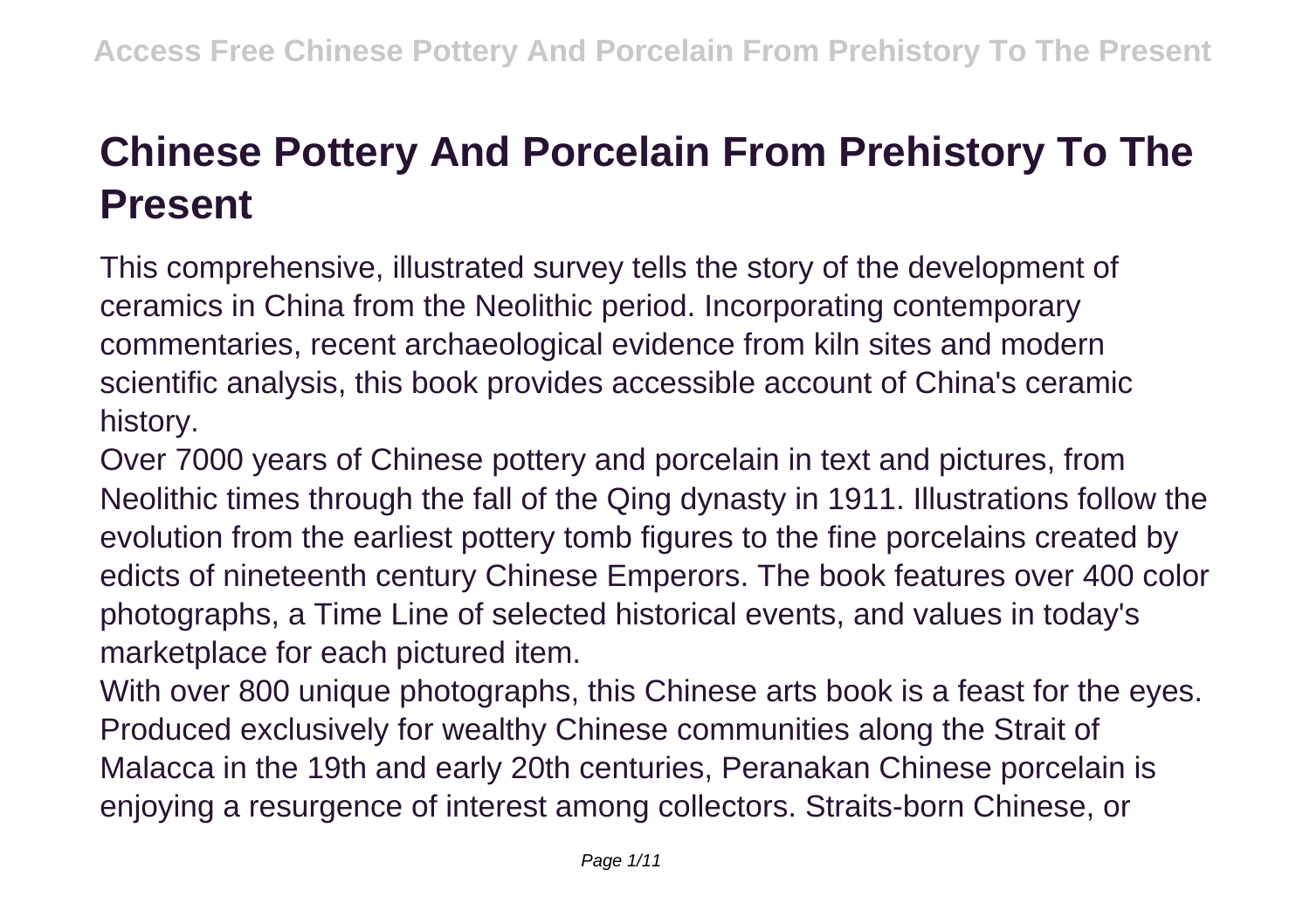# Chinese Pottery And Porcelain From Prehistory To The Present

This comprehensive, illustrated survey tells the story of the development of ceramics in China from the Neolithic period. Incorporating contemporary commentaries, recent archaeological evidence from kiln sites and modern scientific analysis, this book provides accessible account of China's ceramic history.

Over 7000 years of Chinese pottery and porcelain in text and pictures, from Neolithic times through the fall of the Qing dynasty in 1911. Illustrations follow the evolution from the earliest pottery tomb figures to the fine porcelains created by edicts of nineteenth century Chinese Emperors. The book features over 400 color photographs, a Time Line of selected historical events, and values in today's marketplace for each pictured item.

With over 800 unique photographs, this Chinese arts book is a feast for the eyes. Produced exclusively for wealthy Chinese communities along the Strait of Malacca in the 19th and early 20th centuries, Peranakan Chinese porcelain is enjoying a resurgence of interest among collectors. Straits-born Chinese, or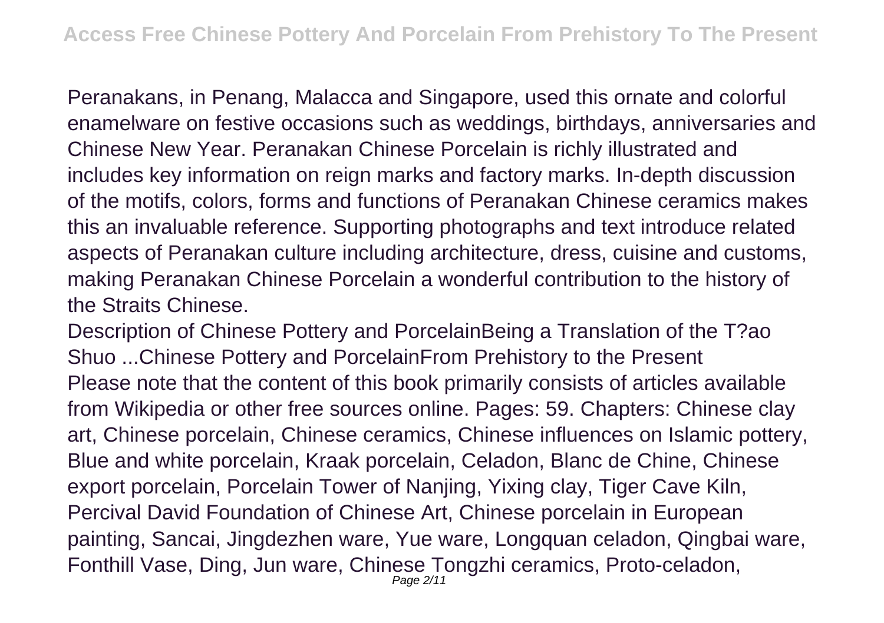Peranakans, in Penang, Malacca and Singapore, used this ornate and colorful enamelware on festive occasions such as weddings, birthdays, anniversaries and Chinese New Year. Peranakan Chinese Porcelain is richly illustrated and includes key information on reign marks and factory marks. In-depth discussion of the motifs, colors, forms and functions of Peranakan Chinese ceramics makes this an invaluable reference. Supporting photographs and text introduce related aspects of Peranakan culture including architecture, dress, cuisine and customs, making Peranakan Chinese Porcelain a wonderful contribution to the history of the Straits Chinese.

Description of Chinese Pottery and PorcelainBeing a Translation of the T?ao Shuo ...Chinese Pottery and PorcelainFrom Prehistory to the Present

Please note that the content of this book primarily consists of articles available from Wikipedia or other free sources online. Pages: 59. Chapters: Chinese clay art, Chinese porcelain, Chinese ceramics, Chinese influences on Islamic pottery, Blue and white porcelain, Kraak porcelain, Celadon, Blanc de Chine, Chinese export porcelain, Porcelain Tower of Nanjing, Yixing clay, Tiger Cave Kiln, Percival David Foundation of Chinese Art, Chinese porcelain in European painting, Sancai, Jingdezhen ware, Yue ware, Longquan celadon, Qingbai ware, Fonthill Vase, Ding, Jun ware, Chinese Tongzhi ceramics, Proto-celadon,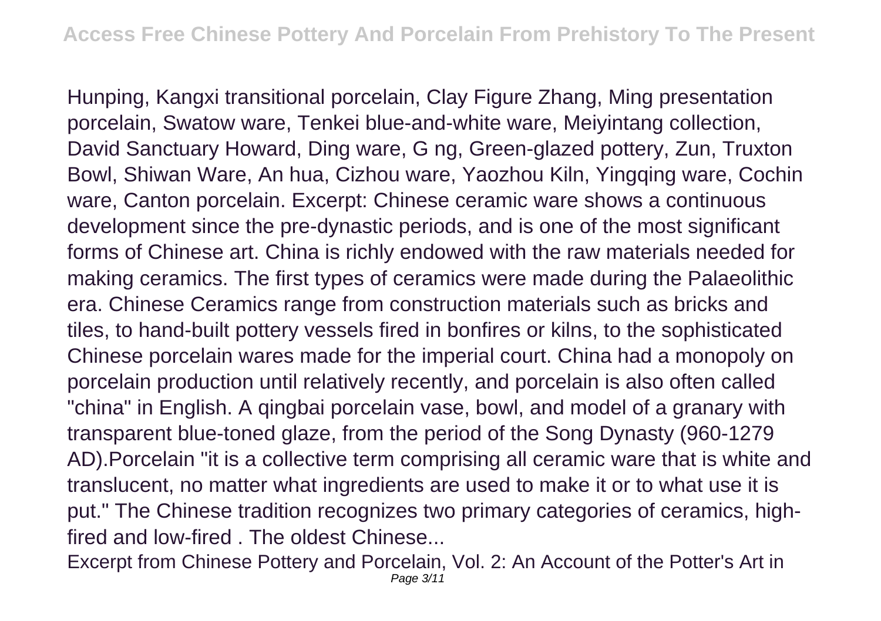Hunping, Kangxi transitional porcelain, Clay Figure Zhang, Ming presentation porcelain, Swatow ware, Tenkei blue-and-white ware, Meiyintang collection, David Sanctuary Howard, Ding ware, G ng, Green-glazed pottery, Zun, Truxton Bowl, Shiwan Ware, An hua, Cizhou ware, Yaozhou Kiln, Yingqing ware, Cochin ware, Canton porcelain. Excerpt: Chinese ceramic ware shows a continuous development since the pre-dynastic periods, and is one of the most significant forms of Chinese art. China is richly endowed with the raw materials needed for making ceramics. The first types of ceramics were made during the Palaeolithic era. Chinese Ceramics range from construction materials such as bricks and tiles, to hand-built pottery vessels fired in bonfires or kilns, to the sophisticated Chinese porcelain wares made for the imperial court. China had a monopoly on porcelain production until relatively recently, and porcelain is also often called "china" in English. A qingbai porcelain vase, bowl, and model of a granary with transparent blue-toned glaze, from the period of the Song Dynasty (960-1279 AD).Porcelain "it is a collective term comprising all ceramic ware that is white and translucent, no matter what ingredients are used to make it or to what use it is put." The Chinese tradition recognizes two primary categories of ceramics, high-fired and low-fired . The oldest Chinese...

Excerpt from Chinese Pottery and Porcelain, Vol. 2: An Account of the Potter's Art in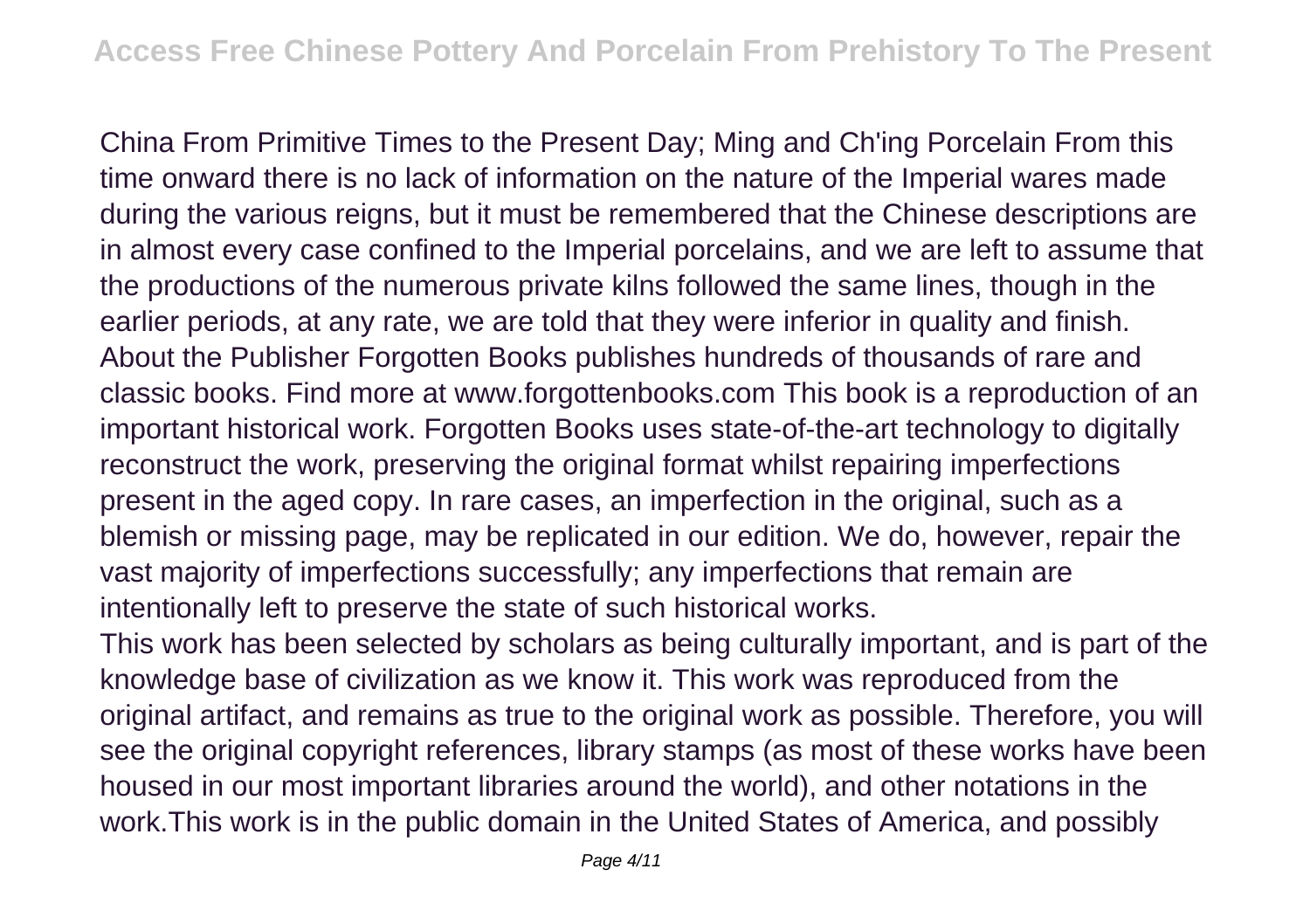China From Primitive Times to the Present Day; Ming and Ch'ing Porcelain From this time onward there is no lack of information on the nature of the Imperial wares made during the various reigns, but it must be remembered that the Chinese descriptions are in almost every case confined to the Imperial porcelains, and we are left to assume that the productions of the numerous private kilns followed the same lines, though in the earlier periods, at any rate, we are told that they were inferior in quality and finish. About the Publisher Forgotten Books publishes hundreds of thousands of rare and classic books. Find more at www.forgottenbooks.com This book is a reproduction of an important historical work. Forgotten Books uses state-of-the-art technology to digitally reconstruct the work, preserving the original format whilst repairing imperfections present in the aged copy. In rare cases, an imperfection in the original, such as a blemish or missing page, may be replicated in our edition. We do, however, repair the vast majority of imperfections successfully; any imperfections that remain are intentionally left to preserve the state of such historical works.

This work has been selected by scholars as being culturally important, and is part of the knowledge base of civilization as we know it. This work was reproduced from the original artifact, and remains as true to the original work as possible. Therefore, you will see the original copyright references, library stamps (as most of these works have been housed in our most important libraries around the world), and other notations in the work.This work is in the public domain in the United States of America, and possibly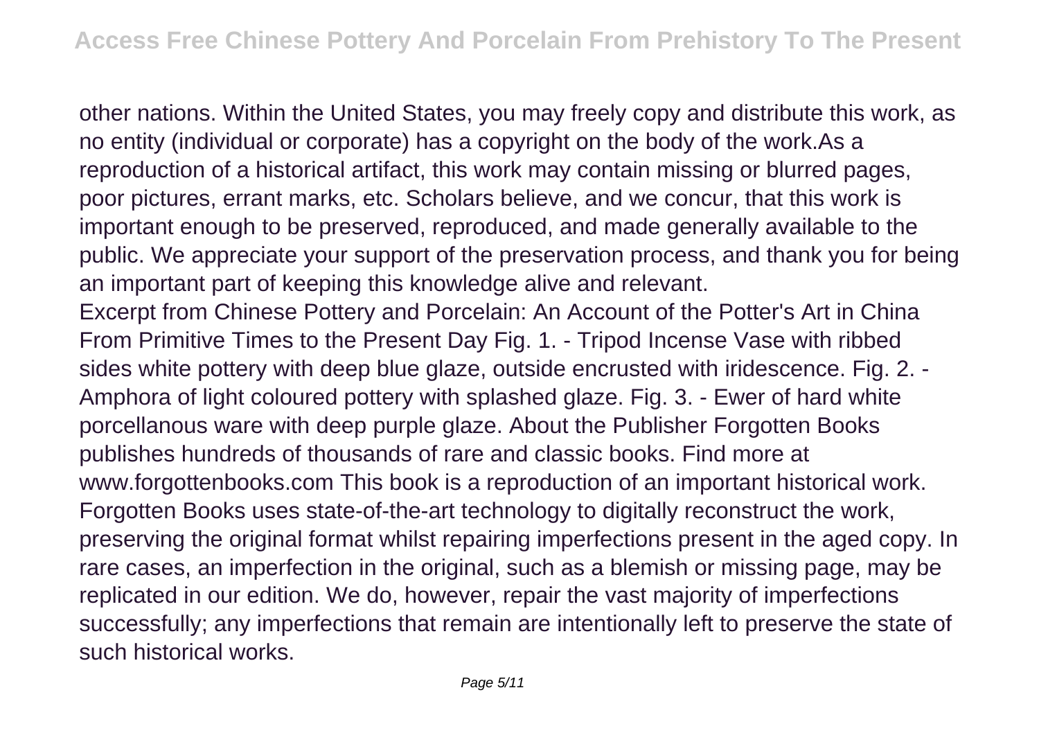other nations. Within the United States, you may freely copy and distribute this work, as no entity (individual or corporate) has a copyright on the body of the work.As a reproduction of a historical artifact, this work may contain missing or blurred pages, poor pictures, errant marks, etc. Scholars believe, and we concur, that this work is important enough to be preserved, reproduced, and made generally available to the public. We appreciate your support of the preservation process, and thank you for being an important part of keeping this knowledge alive and relevant.

Excerpt from Chinese Pottery and Porcelain: An Account of the Potter's Art in China From Primitive Times to the Present Day Fig. 1. - Tripod Incense Vase with ribbed sides white pottery with deep blue glaze, outside encrusted with iridescence. Fig. 2. - Amphora of light coloured pottery with splashed glaze. Fig. 3. - Ewer of hard white porcellanous ware with deep purple glaze. About the Publisher Forgotten Books publishes hundreds of thousands of rare and classic books. Find more at www.forgottenbooks.com This book is a reproduction of an important historical work. Forgotten Books uses state-of-the-art technology to digitally reconstruct the work, preserving the original format whilst repairing imperfections present in the aged copy. In rare cases, an imperfection in the original, such as a blemish or missing page, may be replicated in our edition. We do, however, repair the vast majority of imperfections successfully; any imperfections that remain are intentionally left to preserve the state of such historical works.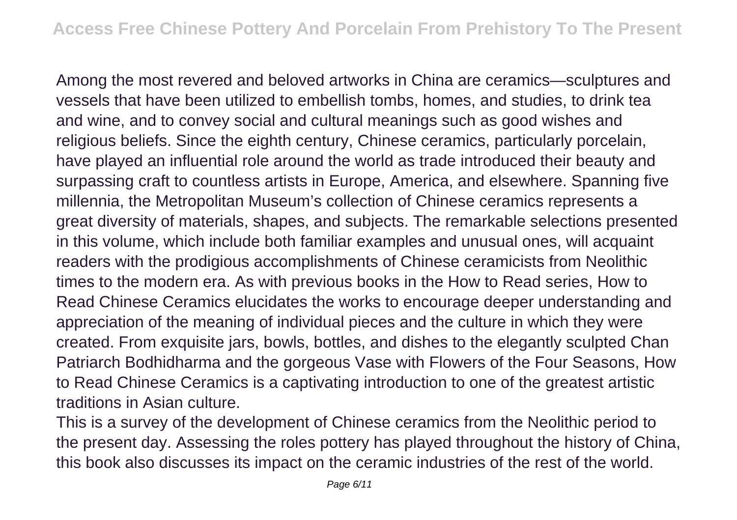Among the most revered and beloved artworks in China are ceramics—sculptures and vessels that have been utilized to embellish tombs, homes, and studies, to drink tea and wine, and to convey social and cultural meanings such as good wishes and religious beliefs. Since the eighth century, Chinese ceramics, particularly porcelain, have played an influential role around the world as trade introduced their beauty and surpassing craft to countless artists in Europe, America, and elsewhere. Spanning five millennia, the Metropolitan Museum's collection of Chinese ceramics represents a great diversity of materials, shapes, and subjects. The remarkable selections presented in this volume, which include both familiar examples and unusual ones, will acquaint readers with the prodigious accomplishments of Chinese ceramicists from Neolithic times to the modern era. As with previous books in the How to Read series, How to Read Chinese Ceramics elucidates the works to encourage deeper understanding and appreciation of the meaning of individual pieces and the culture in which they were created. From exquisite jars, bowls, bottles, and dishes to the elegantly sculpted Chan Patriarch Bodhidharma and the gorgeous Vase with Flowers of the Four Seasons, How to Read Chinese Ceramics is a captivating introduction to one of the greatest artistic traditions in Asian culture.

This is a survey of the development of Chinese ceramics from the Neolithic period to the present day. Assessing the roles pottery has played throughout the history of China, this book also discusses its impact on the ceramic industries of the rest of the world.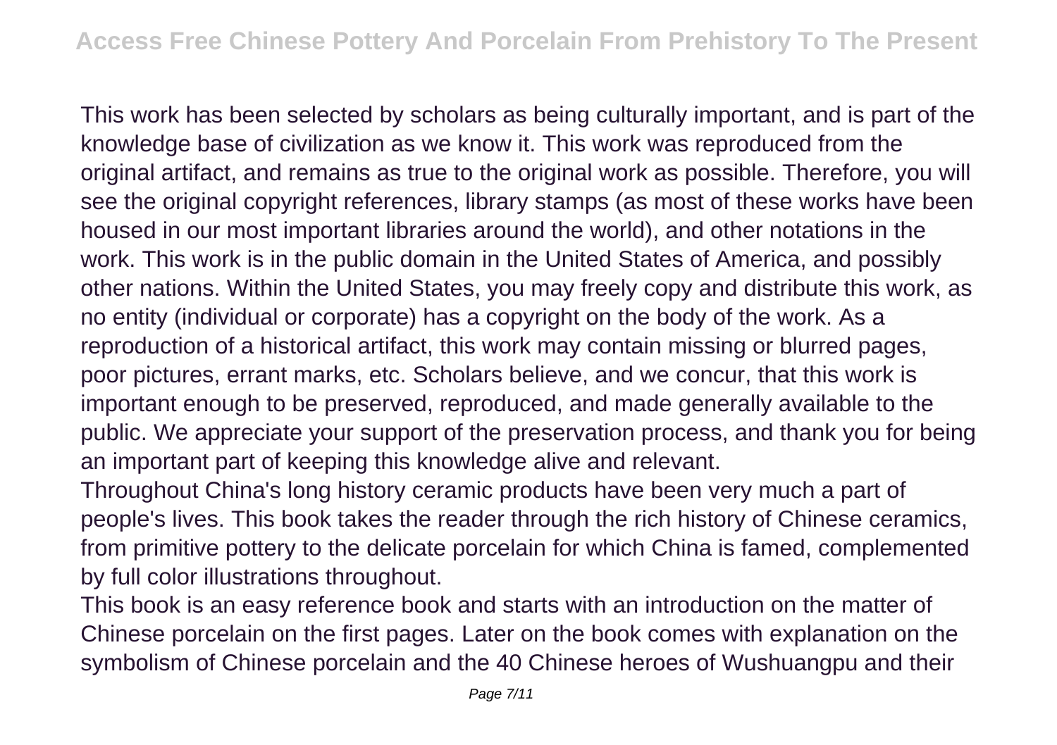This work has been selected by scholars as being culturally important, and is part of the knowledge base of civilization as we know it. This work was reproduced from the original artifact, and remains as true to the original work as possible. Therefore, you will see the original copyright references, library stamps (as most of these works have been housed in our most important libraries around the world), and other notations in the work. This work is in the public domain in the United States of America, and possibly other nations. Within the United States, you may freely copy and distribute this work, as no entity (individual or corporate) has a copyright on the body of the work. As a reproduction of a historical artifact, this work may contain missing or blurred pages, poor pictures, errant marks, etc. Scholars believe, and we concur, that this work is important enough to be preserved, reproduced, and made generally available to the public. We appreciate your support of the preservation process, and thank you for being an important part of keeping this knowledge alive and relevant.

Throughout China's long history ceramic products have been very much a part of people's lives. This book takes the reader through the rich history of Chinese ceramics, from primitive pottery to the delicate porcelain for which China is famed, complemented by full color illustrations throughout.

This book is an easy reference book and starts with an introduction on the matter of Chinese porcelain on the first pages. Later on the book comes with explanation on the symbolism of Chinese porcelain and the 40 Chinese heroes of Wushuangpu and their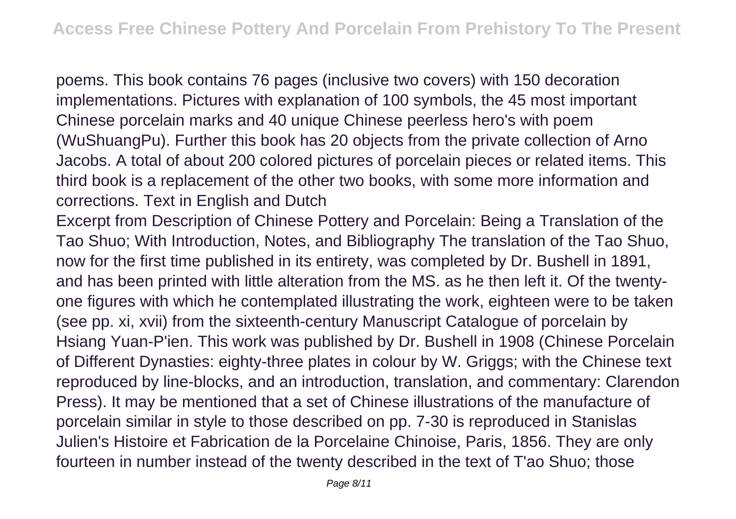poems. This book contains 76 pages (inclusive two covers) with 150 decoration implementations. Pictures with explanation of 100 symbols, the 45 most important Chinese porcelain marks and 40 unique Chinese peerless hero's with poem (WuShuangPu). Further this book has 20 objects from the private collection of Arno Jacobs. A total of about 200 colored pictures of porcelain pieces or related items. This third book is a replacement of the other two books, with some more information and corrections. Text in English and Dutch

Excerpt from Description of Chinese Pottery and Porcelain: Being a Translation of the Tao Shuo; With Introduction, Notes, and Bibliography The translation of the Tao Shuo, now for the first time published in its entirety, was completed by Dr. Bushell in 1891, and has been printed with little alteration from the MS. as he then left it. Of the twenty-one figures with which he contemplated illustrating the work, eighteen were to be taken (see pp. xi, xvii) from the sixteenth-century Manuscript Catalogue of porcelain by Hsiang Yuan-P'ien. This work was published by Dr. Bushell in 1908 (Chinese Porcelain of Different Dynasties: eighty-three plates in colour by W. Griggs; with the Chinese text reproduced by line-blocks, and an introduction, translation, and commentary: Clarendon Press). It may be mentioned that a set of Chinese illustrations of the manufacture of porcelain similar in style to those described on pp. 7-30 is reproduced in Stanislas Julien's Histoire et Fabrication de la Porcelaine Chinoise, Paris, 1856. They are only fourteen in number instead of the twenty described in the text of T'ao Shuo; those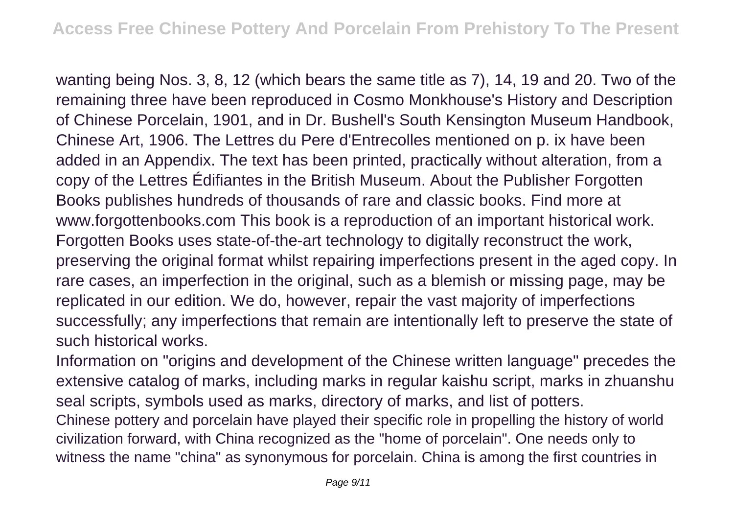wanting being Nos. 3, 8, 12 (which bears the same title as 7), 14, 19 and 20. Two of the remaining three have been reproduced in Cosmo Monkhouse's History and Description of Chinese Porcelain, 1901, and in Dr. Bushell's South Kensington Museum Handbook, Chinese Art, 1906. The Lettres du Pere d'Entrecolles mentioned on p. ix have been added in an Appendix. The text has been printed, practically without alteration, from a copy of the Lettres Édifiantes in the British Museum. About the Publisher Forgotten Books publishes hundreds of thousands of rare and classic books. Find more at www.forgottenbooks.com This book is a reproduction of an important historical work. Forgotten Books uses state-of-the-art technology to digitally reconstruct the work, preserving the original format whilst repairing imperfections present in the aged copy. In rare cases, an imperfection in the original, such as a blemish or missing page, may be replicated in our edition. We do, however, repair the vast majority of imperfections successfully; any imperfections that remain are intentionally left to preserve the state of such historical works.

Information on "origins and development of the Chinese written language" precedes the extensive catalog of marks, including marks in regular kaishu script, marks in zhuanshu seal scripts, symbols used as marks, directory of marks, and list of potters.

Chinese pottery and porcelain have played their specific role in propelling the history of world civilization forward, with China recognized as the "home of porcelain". One needs only to witness the name "china" as synonymous for porcelain. China is among the first countries in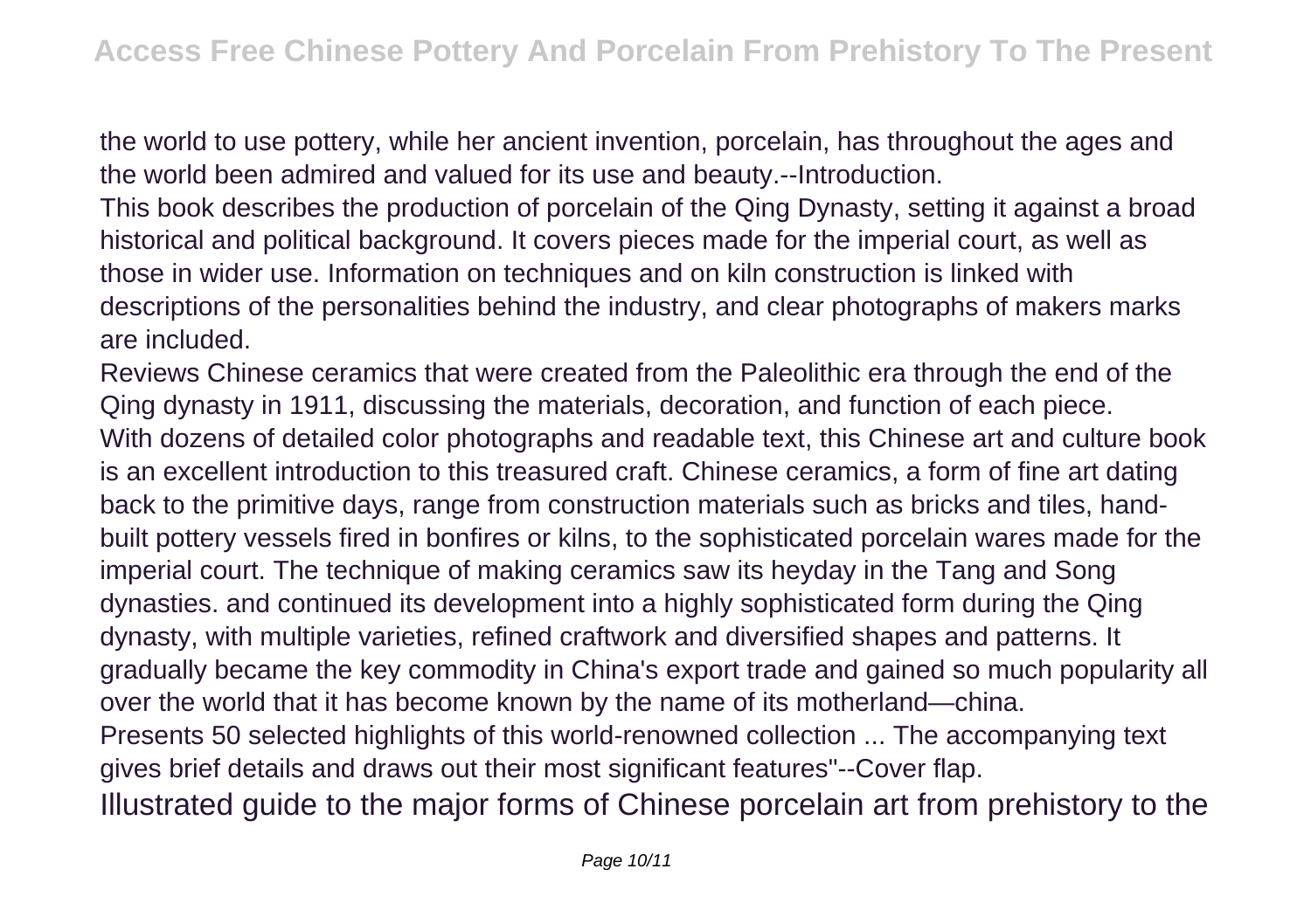the world to use pottery, while her ancient invention, porcelain, has throughout the ages and the world been admired and valued for its use and beauty.--Introduction.

This book describes the production of porcelain of the Qing Dynasty, setting it against a broad historical and political background. It covers pieces made for the imperial court, as well as those in wider use. Information on techniques and on kiln construction is linked with descriptions of the personalities behind the industry, and clear photographs of makers marks are included.

Reviews Chinese ceramics that were created from the Paleolithic era through the end of the Qing dynasty in 1911, discussing the materials, decoration, and function of each piece.

With dozens of detailed color photographs and readable text, this Chinese art and culture book is an excellent introduction to this treasured craft. Chinese ceramics, a form of fine art dating back to the primitive days, range from construction materials such as bricks and tiles, hand-built pottery vessels fired in bonfires or kilns, to the sophisticated porcelain wares made for the imperial court. The technique of making ceramics saw its heyday in the Tang and Song dynasties. and continued its development into a highly sophisticated form during the Qing dynasty, with multiple varieties, refined craftwork and diversified shapes and patterns. It gradually became the key commodity in China's export trade and gained so much popularity all over the world that it has become known by the name of its motherland—china.

Presents 50 selected highlights of this world-renowned collection ... The accompanying text gives brief details and draws out their most significant features"--Cover flap.

Illustrated guide to the major forms of Chinese porcelain art from prehistory to the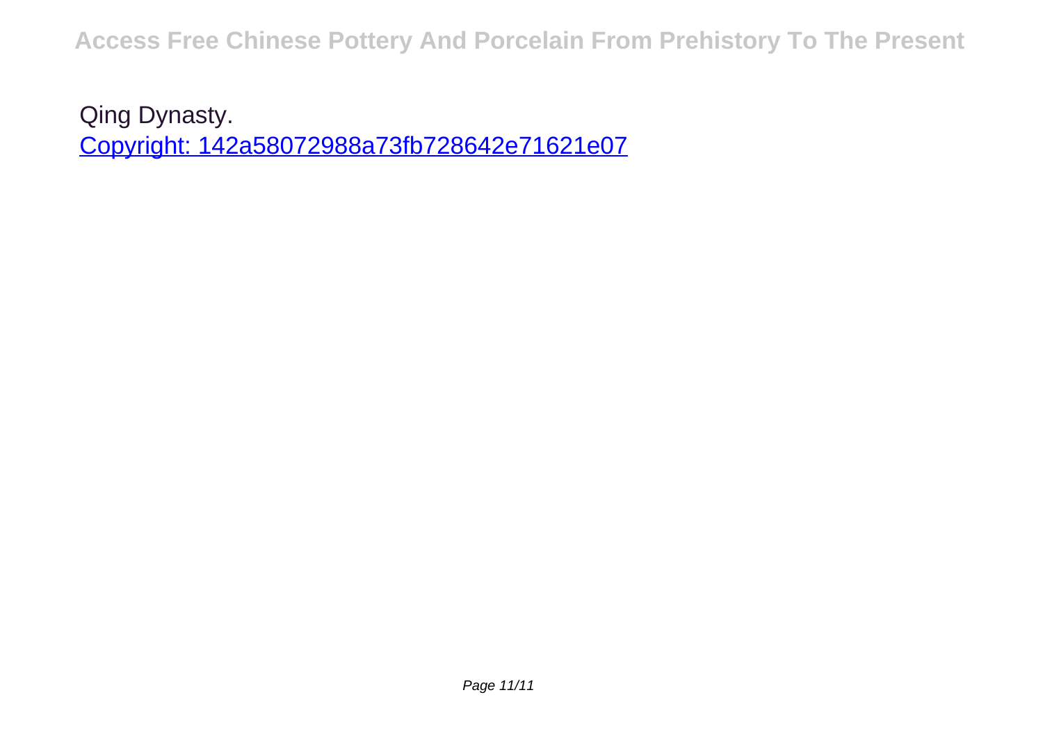Qing Dynasty.

[Copyright: 142a58072988a73fb728642e71621e07]